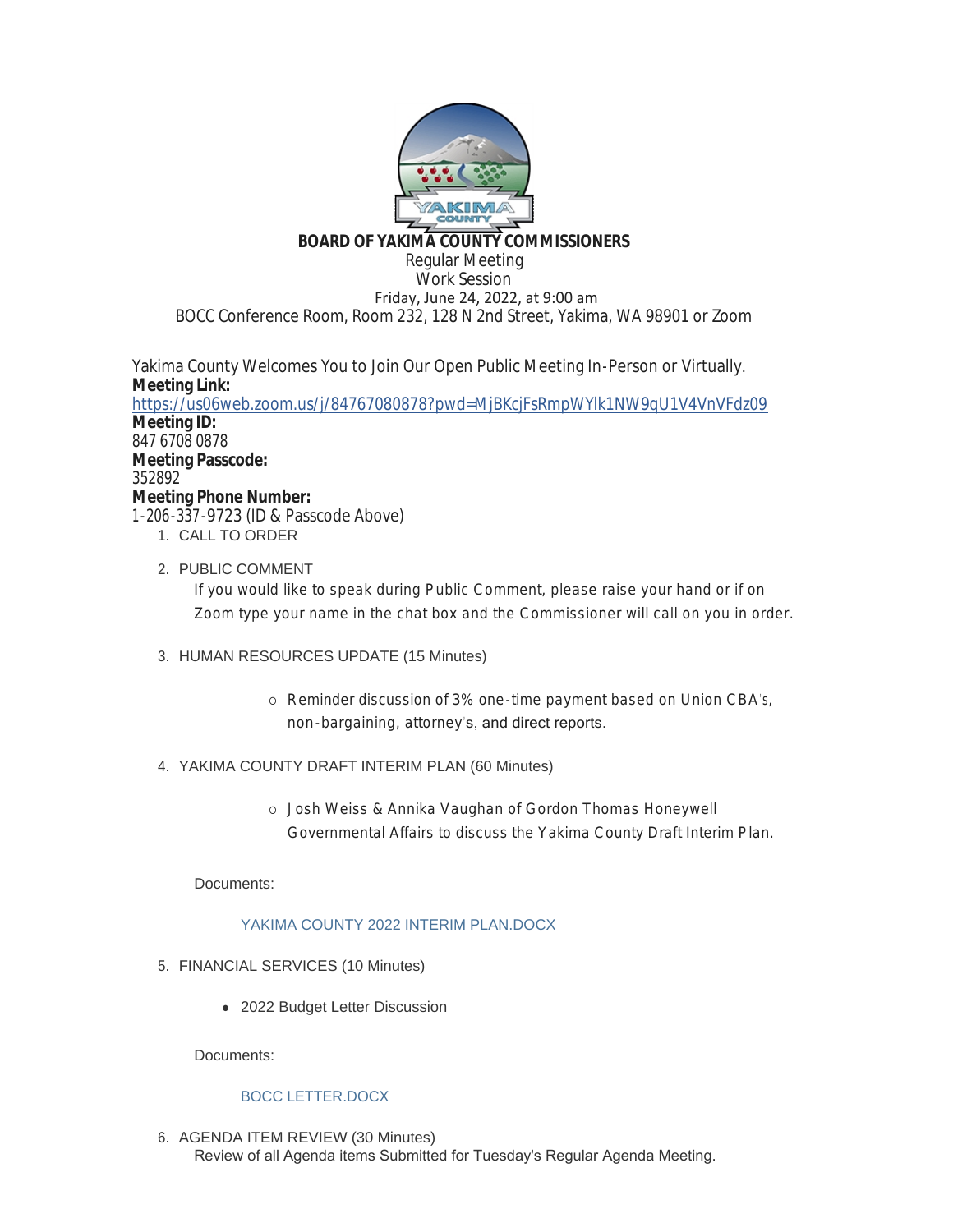# BOARD OF YAKIMA COUNTY COMMISSIONERS

Regular Meeting
Work Session
Friday, June 24, 2022, at 9:00 am
BOCC Conference Room, Room 232, 128 N 2nd Street, Yakima, WA 98901 or Zoom

Yakima County Welcomes You to Join Our Open Public Meeting In-Person or Virtually.

**Meeting Link:**
https://us06web.zoom.us/j/84767080878?pwd=MjBKcjFsRmpWYlk1NW9qU1V4VnVFdz09

**Meeting ID:**
847 6708 0878

**Meeting Passcode:**
352892

**Meeting Phone Number:**
1-206-337-9723 (ID & Passcode Above)

1. CALL TO ORDER

2. PUBLIC COMMENT

   If you would like to speak during Public Comment, please raise your hand or if on Zoom type your name in the chat box and the Commissioner will call on you in order.

3. HUMAN RESOURCES UPDATE (15 Minutes)

   - Reminder discussion of 3% one-time payment based on Union CBA's, non-bargaining, attorney's, and direct reports.

4. YAKIMA COUNTY DRAFT INTERIM PLAN (60 Minutes)

   - Josh Weiss & Annika Vaughan of Gordon Thomas Honeywell Governmental Affairs to discuss the Yakima County Draft Interim Plan.

   Documents:

   YAKIMA COUNTY 2022 INTERIM PLAN.DOCX

5. FINANCIAL SERVICES (10 Minutes)

   - 2022 Budget Letter Discussion

   Documents:

   BOCC LETTER.DOCX

6. AGENDA ITEM REVIEW (30 Minutes)

   Review of all Agenda items Submitted for Tuesday's Regular Agenda Meeting.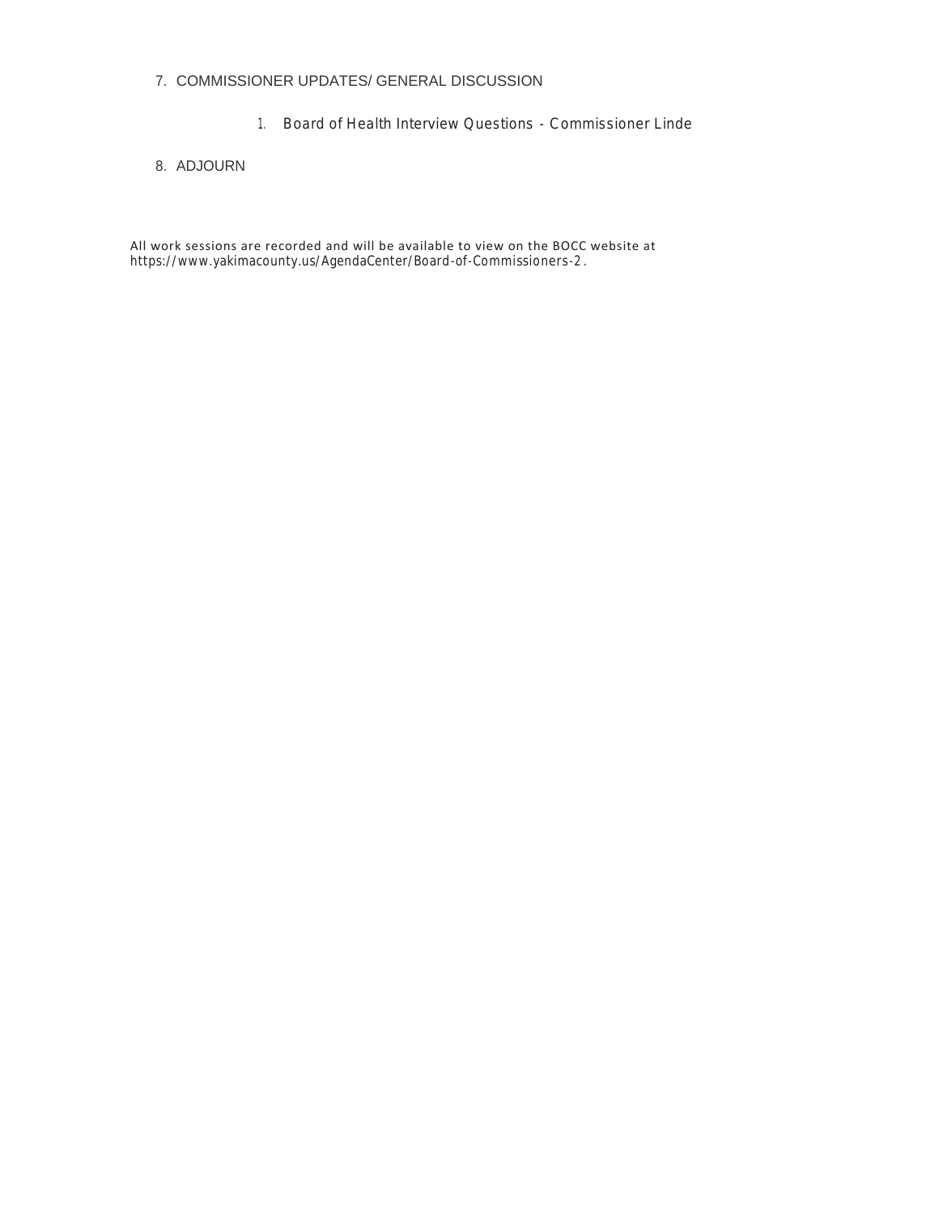7. COMMISSIONER UPDATES/ GENERAL DISCUSSION

    1. Board of Health Interview Questions - Commissioner Linde

8. ADJOURN

All work sessions are recorded and will be available to view on the BOCC website at https://www.yakimacounty.us/AgendaCenter/Board-of-Commissioners-2 .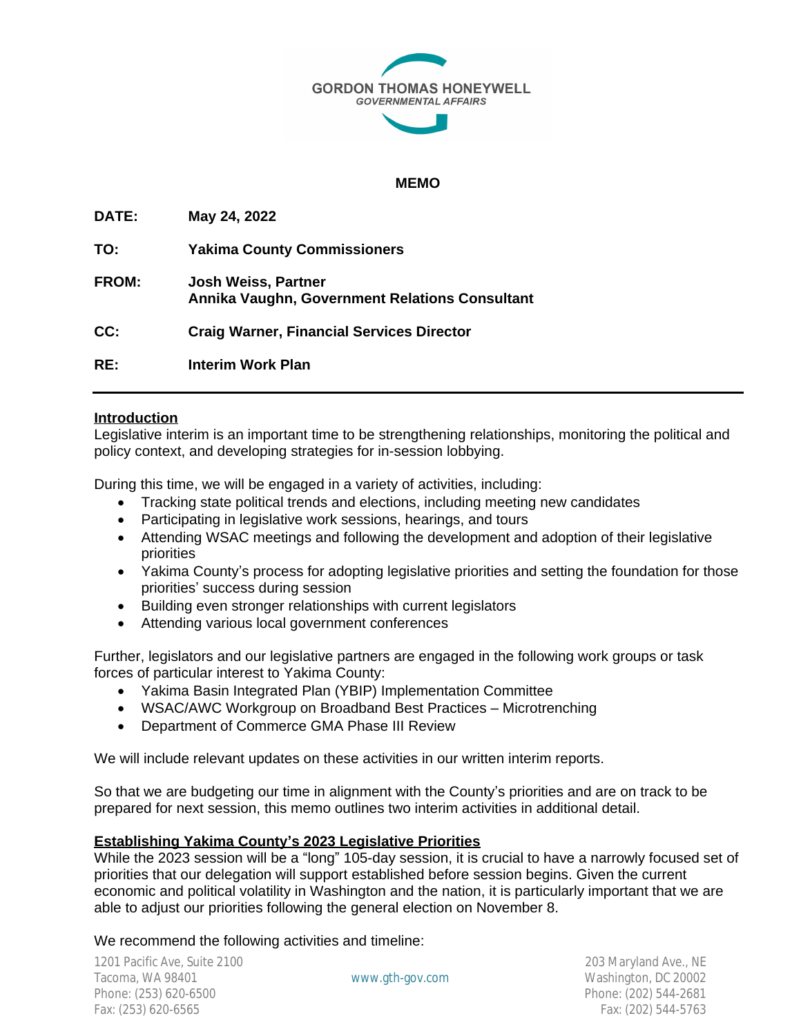GORDON THOMAS HONEYWELL
*GOVERNMENTAL AFFAIRS*

# MEMO

**DATE:** May 24, 2022

**TO:** Yakima County Commissioners

**FROM:** Josh Weiss, Partner
Annika Vaughn, Government Relations Consultant

**CC:** Craig Warner, Financial Services Director

**RE:** Interim Work Plan

---

## Introduction

Legislative interim is an important time to be strengthening relationships, monitoring the political and policy context, and developing strategies for in-session lobbying.

During this time, we will be engaged in a variety of activities, including:

- Tracking state political trends and elections, including meeting new candidates
- Participating in legislative work sessions, hearings, and tours
- Attending WSAC meetings and following the development and adoption of their legislative priorities
- Yakima County's process for adopting legislative priorities and setting the foundation for those priorities' success during session
- Building even stronger relationships with current legislators
- Attending various local government conferences

Further, legislators and our legislative partners are engaged in the following work groups or task forces of particular interest to Yakima County:

- Yakima Basin Integrated Plan (YBIP) Implementation Committee
- WSAC/AWC Workgroup on Broadband Best Practices – Microtrenching
- Department of Commerce GMA Phase III Review

We will include relevant updates on these activities in our written interim reports.

So that we are budgeting our time in alignment with the County's priorities and are on track to be prepared for next session, this memo outlines two interim activities in additional detail.

## Establishing Yakima County's 2023 Legislative Priorities

While the 2023 session will be a "long" 105-day session, it is crucial to have a narrowly focused set of priorities that our delegation will support established before session begins. Given the current economic and political volatility in Washington and the nation, it is particularly important that we are able to adjust our priorities following the general election on November 8.

We recommend the following activities and timeline: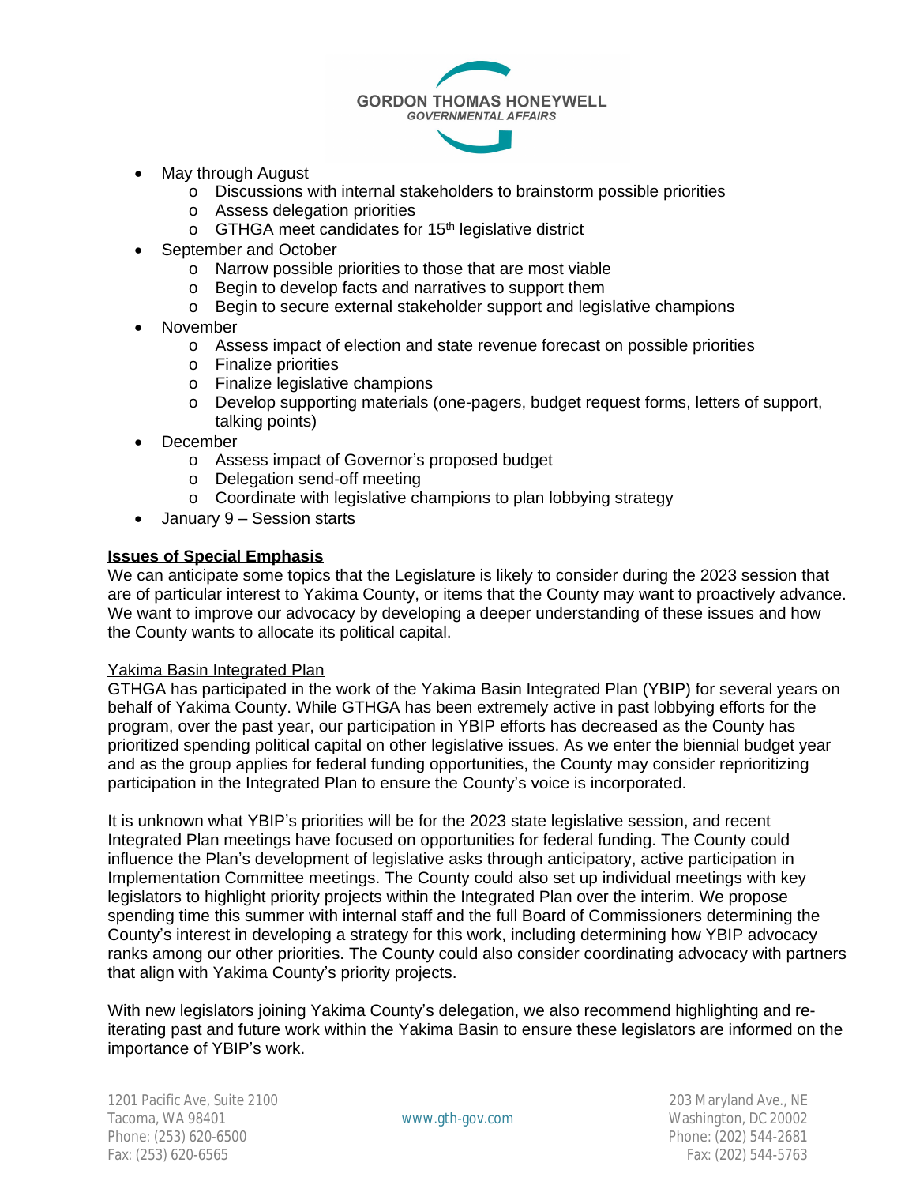- May through August
  - Discussions with internal stakeholders to brainstorm possible priorities
  - Assess delegation priorities
  - GTHGA meet candidates for 15th legislative district
- September and October
  - Narrow possible priorities to those that are most viable
  - Begin to develop facts and narratives to support them
  - Begin to secure external stakeholder support and legislative champions
- November
  - Assess impact of election and state revenue forecast on possible priorities
  - Finalize priorities
  - Finalize legislative champions
  - Develop supporting materials (one-pagers, budget request forms, letters of support, talking points)
- December
  - Assess impact of Governor's proposed budget
  - Delegation send-off meeting
  - Coordinate with legislative champions to plan lobbying strategy
- January 9 – Session starts

## Issues of Special Emphasis

We can anticipate some topics that the Legislature is likely to consider during the 2023 session that are of particular interest to Yakima County, or items that the County may want to proactively advance. We want to improve our advocacy by developing a deeper understanding of these issues and how the County wants to allocate its political capital.

### Yakima Basin Integrated Plan

GTHGA has participated in the work of the Yakima Basin Integrated Plan (YBIP) for several years on behalf of Yakima County. While GTHGA has been extremely active in past lobbying efforts for the program, over the past year, our participation in YBIP efforts has decreased as the County has prioritized spending political capital on other legislative issues. As we enter the biennial budget year and as the group applies for federal funding opportunities, the County may consider reprioritizing participation in the Integrated Plan to ensure the County's voice is incorporated.

It is unknown what YBIP's priorities will be for the 2023 state legislative session, and recent Integrated Plan meetings have focused on opportunities for federal funding. The County could influence the Plan's development of legislative asks through anticipatory, active participation in Implementation Committee meetings. The County could also set up individual meetings with key legislators to highlight priority projects within the Integrated Plan over the interim. We propose spending time this summer with internal staff and the full Board of Commissioners determining the County's interest in developing a strategy for this work, including determining how YBIP advocacy ranks among our other priorities. The County could also consider coordinating advocacy with partners that align with Yakima County's priority projects.

With new legislators joining Yakima County's delegation, we also recommend highlighting and re-iterating past and future work within the Yakima Basin to ensure these legislators are informed on the importance of YBIP's work.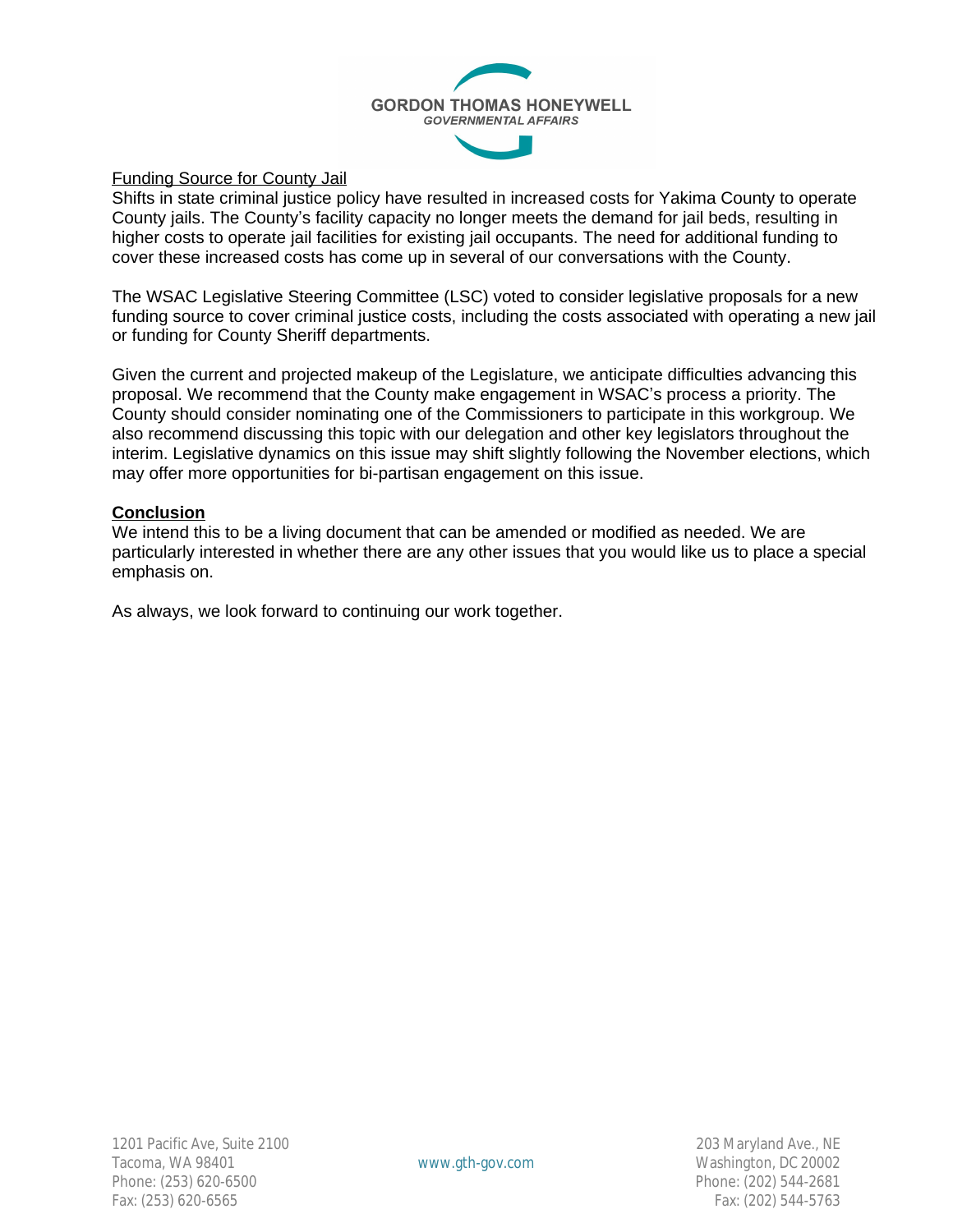Funding Source for County Jail

Shifts in state criminal justice policy have resulted in increased costs for Yakima County to operate County jails. The County's facility capacity no longer meets the demand for jail beds, resulting in higher costs to operate jail facilities for existing jail occupants. The need for additional funding to cover these increased costs has come up in several of our conversations with the County.

The WSAC Legislative Steering Committee (LSC) voted to consider legislative proposals for a new funding source to cover criminal justice costs, including the costs associated with operating a new jail or funding for County Sheriff departments.

Given the current and projected makeup of the Legislature, we anticipate difficulties advancing this proposal. We recommend that the County make engagement in WSAC's process a priority. The County should consider nominating one of the Commissioners to participate in this workgroup. We also recommend discussing this topic with our delegation and other key legislators throughout the interim. Legislative dynamics on this issue may shift slightly following the November elections, which may offer more opportunities for bi-partisan engagement on this issue.

## Conclusion

We intend this to be a living document that can be amended or modified as needed. We are particularly interested in whether there are any other issues that you would like us to place a special emphasis on.

As always, we look forward to continuing our work together.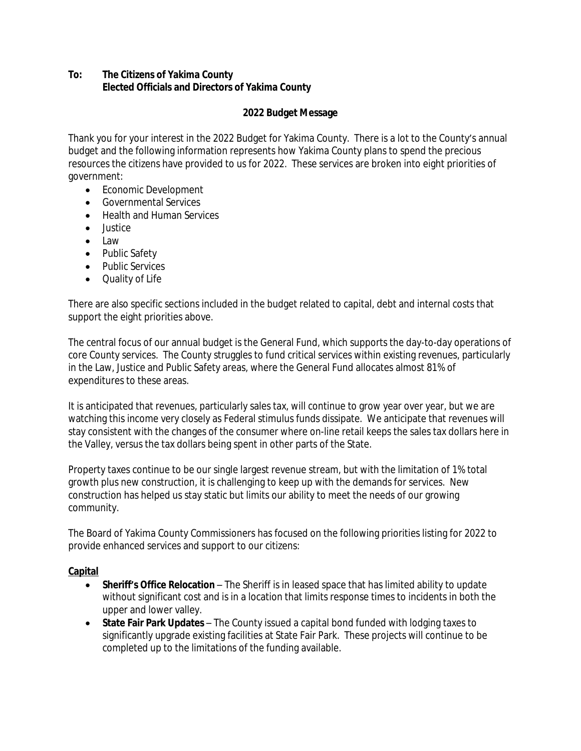**To: The Citizens of Yakima County**
**Elected Officials and Directors of Yakima County**

## 2022 Budget Message

Thank you for your interest in the 2022 Budget for Yakima County. There is a lot to the County's annual budget and the following information represents how Yakima County plans to spend the precious resources the citizens have provided to us for 2022. These services are broken into eight priorities of government:

- Economic Development
- Governmental Services
- Health and Human Services
- Justice
- Law
- Public Safety
- Public Services
- Quality of Life

There are also specific sections included in the budget related to capital, debt and internal costs that support the eight priorities above.

The central focus of our annual budget is the General Fund, which supports the day-to-day operations of core County services. The County struggles to fund critical services within existing revenues, particularly in the Law, Justice and Public Safety areas, where the General Fund allocates almost 81% of expenditures to these areas.

It is anticipated that revenues, particularly sales tax, will continue to grow year over year, but we are watching this income very closely as Federal stimulus funds dissipate. We anticipate that revenues will stay consistent with the changes of the consumer where on-line retail keeps the sales tax dollars here in the Valley, versus the tax dollars being spent in other parts of the State.

Property taxes continue to be our single largest revenue stream, but with the limitation of 1% total growth plus new construction, it is challenging to keep up with the demands for services. New construction has helped us stay static but limits our ability to meet the needs of our growing community.

The Board of Yakima County Commissioners has focused on the following priorities listing for 2022 to provide enhanced services and support to our citizens:

### Capital

- **Sheriff's Office Relocation** – The Sheriff is in leased space that has limited ability to update without significant cost and is in a location that limits response times to incidents in both the upper and lower valley.
- **State Fair Park Updates** – The County issued a capital bond funded with lodging taxes to significantly upgrade existing facilities at State Fair Park. These projects will continue to be completed up to the limitations of the funding available.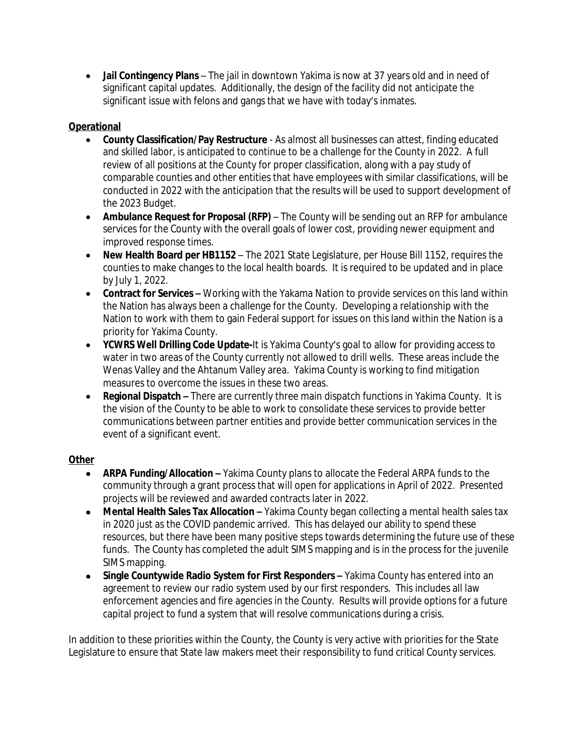- **Jail Contingency Plans** – The jail in downtown Yakima is now at 37 years old and in need of significant capital updates. Additionally, the design of the facility did not anticipate the significant issue with felons and gangs that we have with today's inmates.

**<u>Operational</u>**

- **County Classification/Pay Restructure** - As almost all businesses can attest, finding educated and skilled labor, is anticipated to continue to be a challenge for the County in 2022. A full review of all positions at the County for proper classification, along with a pay study of comparable counties and other entities that have employees with similar classifications, will be conducted in 2022 with the anticipation that the results will be used to support development of the 2023 Budget.
- **Ambulance Request for Proposal (RFP)** – The County will be sending out an RFP for ambulance services for the County with the overall goals of lower cost, providing newer equipment and improved response times.
- **New Health Board per HB1152** – The 2021 State Legislature, per House Bill 1152, requires the counties to make changes to the local health boards. It is required to be updated and in place by July 1, 2022.
- **Contract for Services –** Working with the Yakama Nation to provide services on this land within the Nation has always been a challenge for the County. Developing a relationship with the Nation to work with them to gain Federal support for issues on this land within the Nation is a priority for Yakima County.
- **YCWRS Well Drilling Code Update-**It is Yakima County's goal to allow for providing access to water in two areas of the County currently not allowed to drill wells. These areas include the Wenas Valley and the Ahtanum Valley area. Yakima County is working to find mitigation measures to overcome the issues in these two areas.
- **Regional Dispatch –** There are currently three main dispatch functions in Yakima County. It is the vision of the County to be able to work to consolidate these services to provide better communications between partner entities and provide better communication services in the event of a significant event.

**<u>Other</u>**

- **ARPA Funding/Allocation –** Yakima County plans to allocate the Federal ARPA funds to the community through a grant process that will open for applications in April of 2022. Presented projects will be reviewed and awarded contracts later in 2022.
- **Mental Health Sales Tax Allocation –** Yakima County began collecting a mental health sales tax in 2020 just as the COVID pandemic arrived. This has delayed our ability to spend these resources, but there have been many positive steps towards determining the future use of these funds. The County has completed the adult SIMS mapping and is in the process for the juvenile SIMS mapping.
- **Single Countywide Radio System for First Responders –** Yakima County has entered into an agreement to review our radio system used by our first responders. This includes all law enforcement agencies and fire agencies in the County. Results will provide options for a future capital project to fund a system that will resolve communications during a crisis.

In addition to these priorities within the County, the County is very active with priorities for the State Legislature to ensure that State law makers meet their responsibility to fund critical County services.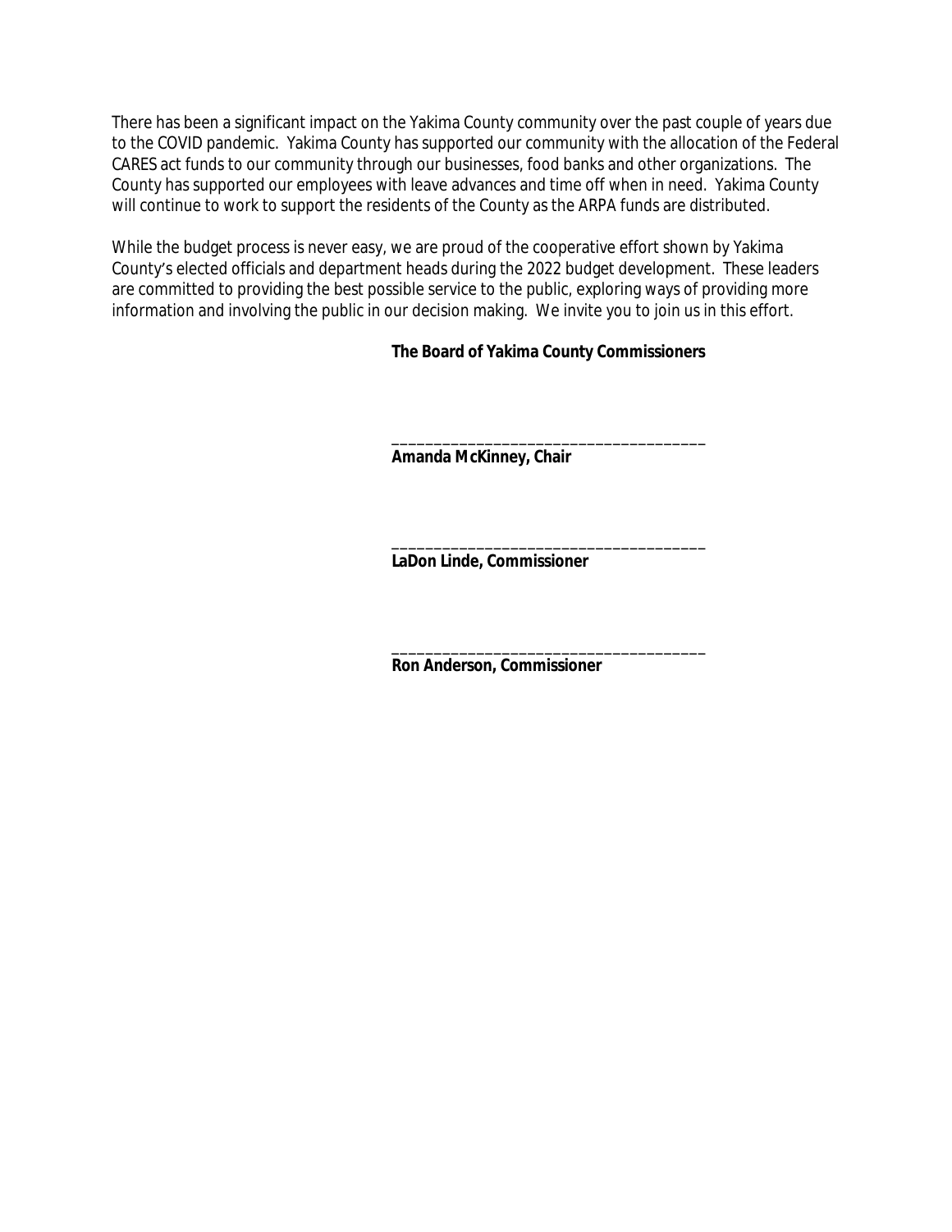There has been a significant impact on the Yakima County community over the past couple of years due to the COVID pandemic. Yakima County has supported our community with the allocation of the Federal CARES act funds to our community through our businesses, food banks and other organizations. The County has supported our employees with leave advances and time off when in need. Yakima County will continue to work to support the residents of the County as the ARPA funds are distributed.

While the budget process is never easy, we are proud of the cooperative effort shown by Yakima County's elected officials and department heads during the 2022 budget development. These leaders are committed to providing the best possible service to the public, exploring ways of providing more information and involving the public in our decision making. We invite you to join us in this effort.

**The Board of Yakima County Commissioners**

_____________________________________
**Amanda McKinney, Chair**

_____________________________________
**LaDon Linde, Commissioner**

_____________________________________
**Ron Anderson, Commissioner**